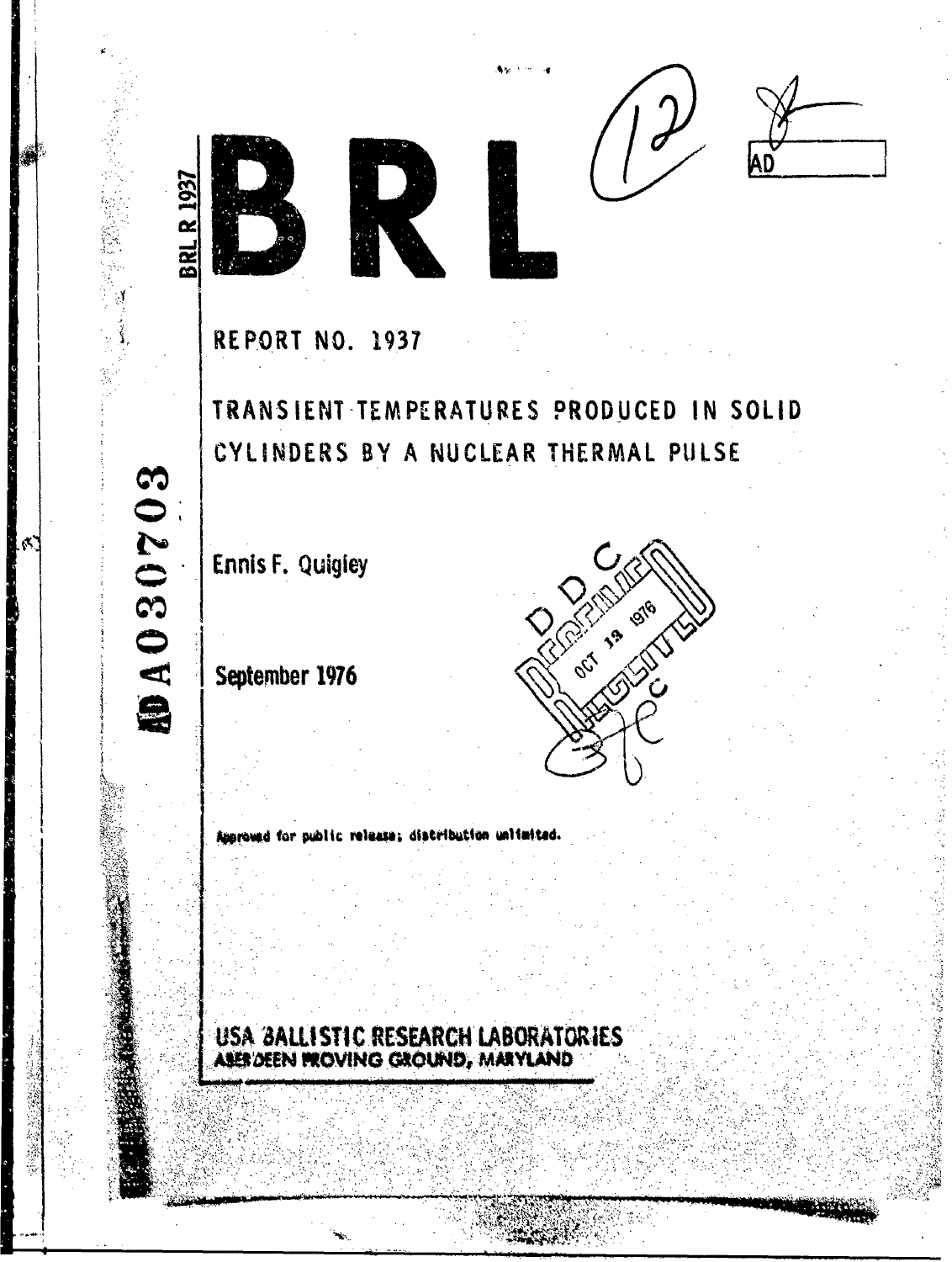AD A030703

BRL R 1937

AD

# BRL

## REPORT NO. 1937

# TRANSIENT TEMPERATURES PRODUCED IN SOLID CYLINDERS BY A NUCLEAR THERMAL PULSE

Ennis F. Quigley

September 1976

DDC
OCT 13 1976

Approved for public release; distribution unlimited.

USA BALLISTIC RESEARCH LABORATORIES
ABERDEEN PROVING GROUND, MARYLAND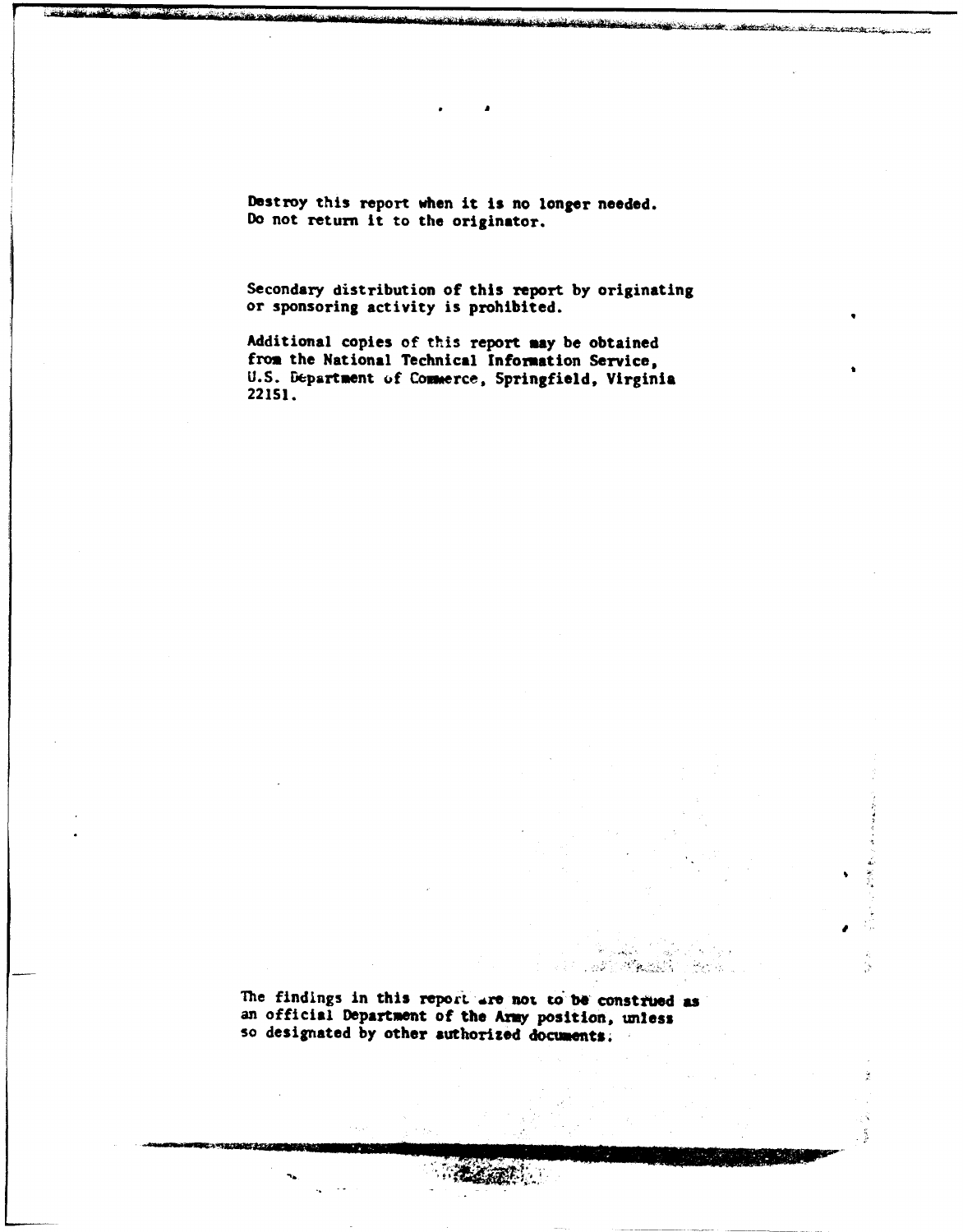Destroy this report when it is no longer needed.
Do not return it to the originator.

Secondary distribution of this report by originating or sponsoring activity is prohibited.

Additional copies of this report may be obtained from the National Technical Information Service, U.S. Department of Commerce, Springfield, Virginia 22151.

The findings in this report are not to be construed as an official Department of the Army position, unless so designated by other authorized documents.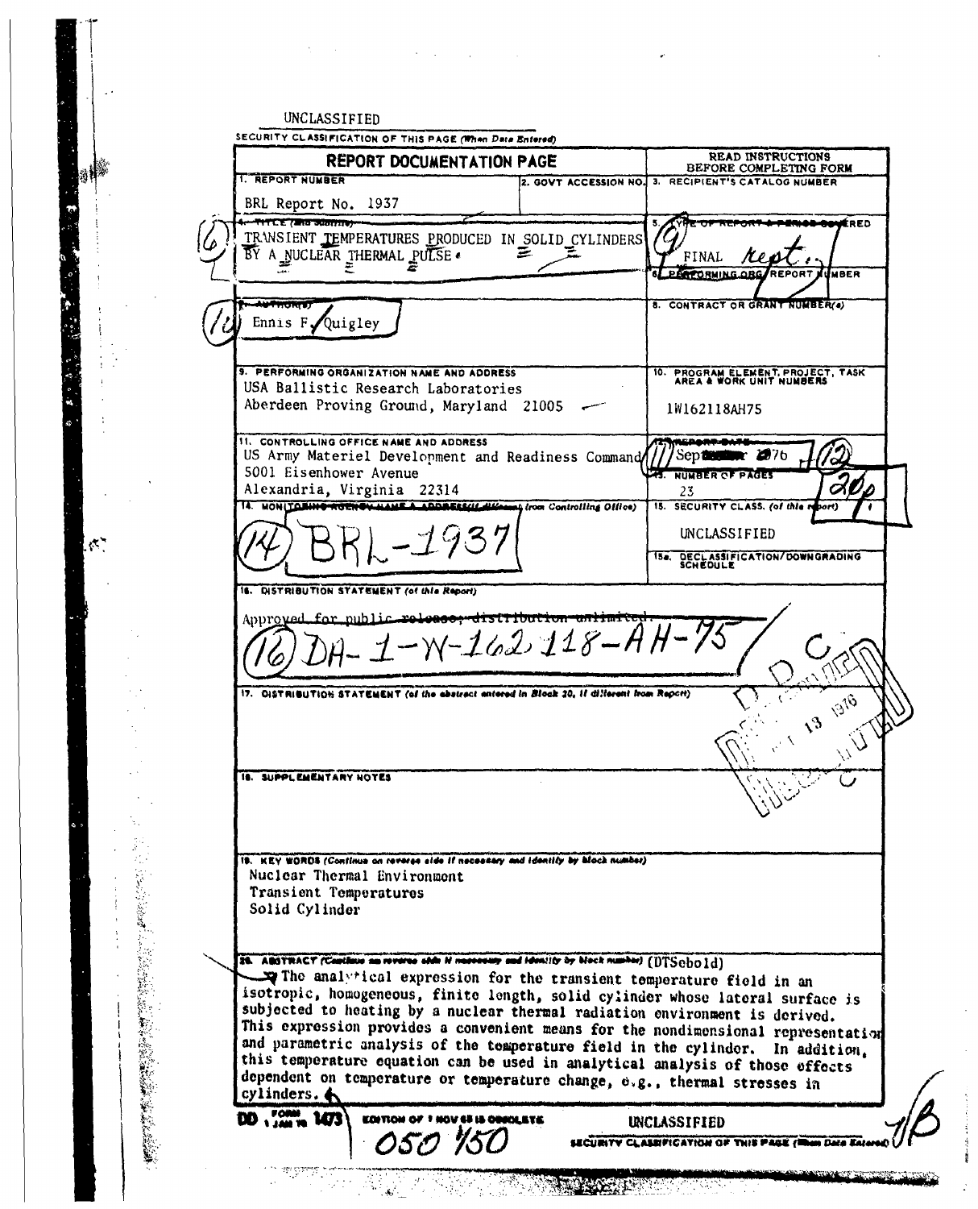UNCLASSIFIED

SECURITY CLASSIFICATION OF THIS PAGE (When Data Entered)

| REPORT DOCUMENTATION PAGE | | READ INSTRUCTIONS BEFORE COMPLETING FORM |
|---|---|---|
| 1. REPORT NUMBER<br>BRL Report No. 1937 | 2. GOVT ACCESSION NO. | 3. RECIPIENT'S CATALOG NUMBER |
| 4. TITLE (and Subtitle)<br>TRANSIENT TEMPERATURES PRODUCED IN SOLID CYLINDERS BY A NUCLEAR THERMAL PULSE | | 5. TYPE OF REPORT & PERIOD COVERED<br>FINAL rept. |
| | | 6. PERFORMING ORG. REPORT NUMBER |
| 7. AUTHOR(s)<br>Ennis F. Quigley | | 8. CONTRACT OR GRANT NUMBER(s) |
| 9. PERFORMING ORGANIZATION NAME AND ADDRESS<br>USA Ballistic Research Laboratories<br>Aberdeen Proving Ground, Maryland 21005 | | 10. PROGRAM ELEMENT, PROJECT, TASK AREA & WORK UNIT NUMBERS<br>1W162118AH75 |
| 11. CONTROLLING OFFICE NAME AND ADDRESS<br>US Army Materiel Development and Readiness Command<br>5001 Eisenhower Avenue<br>Alexandria, Virginia 22314 | | 12. REPORT DATE<br>Sep 1976 |
| | | 13. NUMBER OF PAGES<br>23 |
| 14. MONITORING AGENCY NAME & ADDRESS (if different from Controlling Office)<br>BRL-1937 | | 15. SECURITY CLASS. (of this report)<br>UNCLASSIFIED |
| | | 15a. DECLASSIFICATION/DOWNGRADING SCHEDULE |

16. DISTRIBUTION STATEMENT (of this Report)

Approved for public release; distribution unlimited.

DA-1-W-162118-AH-75

17. DISTRIBUTION STATEMENT (of the abstract entered in Block 20, if different from Report)

18. SUPPLEMENTARY NOTES

19. KEY WORDS (Continue on reverse side if necessary and identify by block number)

Nuclear Thermal Environment
Transient Temperatures
Solid Cylinder

20. ABSTRACT (Continue on reverse side if necessary and identify by block number)

The analytical expression for the transient temperature field in an isotropic, homogeneous, finite length, solid cylinder whose lateral surface is subjected to heating by a nuclear thermal radiation environment is derived. This expression provides a convenient means for the nondimensional representation and parametric analysis of the temperature field in the cylinder. In addition, this temperature equation can be used in analytical analysis of those effects dependent on temperature or temperature change, e.g., thermal stresses in cylinders.

DD FORM 1473 1 JAN 73 EDITION OF 1 NOV 65 IS OBSOLETE

UNCLASSIFIED

SECURITY CLASSIFICATION OF THIS PAGE (When Data Entered)

050 450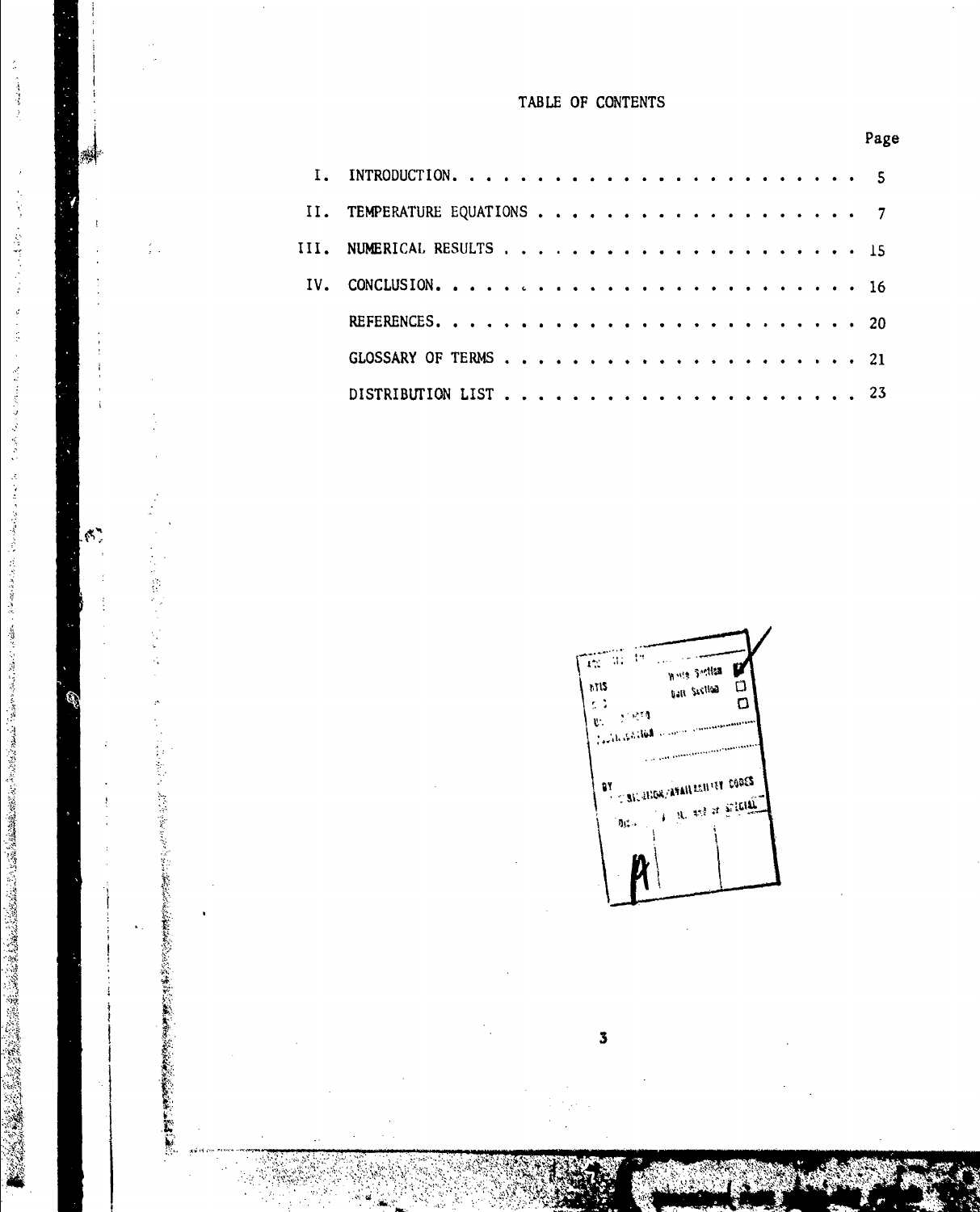# TABLE OF CONTENTS

| | | Page |
|---|---|---|
| I. | INTRODUCTION | 5 |
| II. | TEMPERATURE EQUATIONS | 7 |
| III. | NUMERICAL RESULTS | 15 |
| IV. | CONCLUSION | 16 |
| | REFERENCES | 20 |
| | GLOSSARY OF TERMS | 21 |
| | DISTRIBUTION LIST | 23 |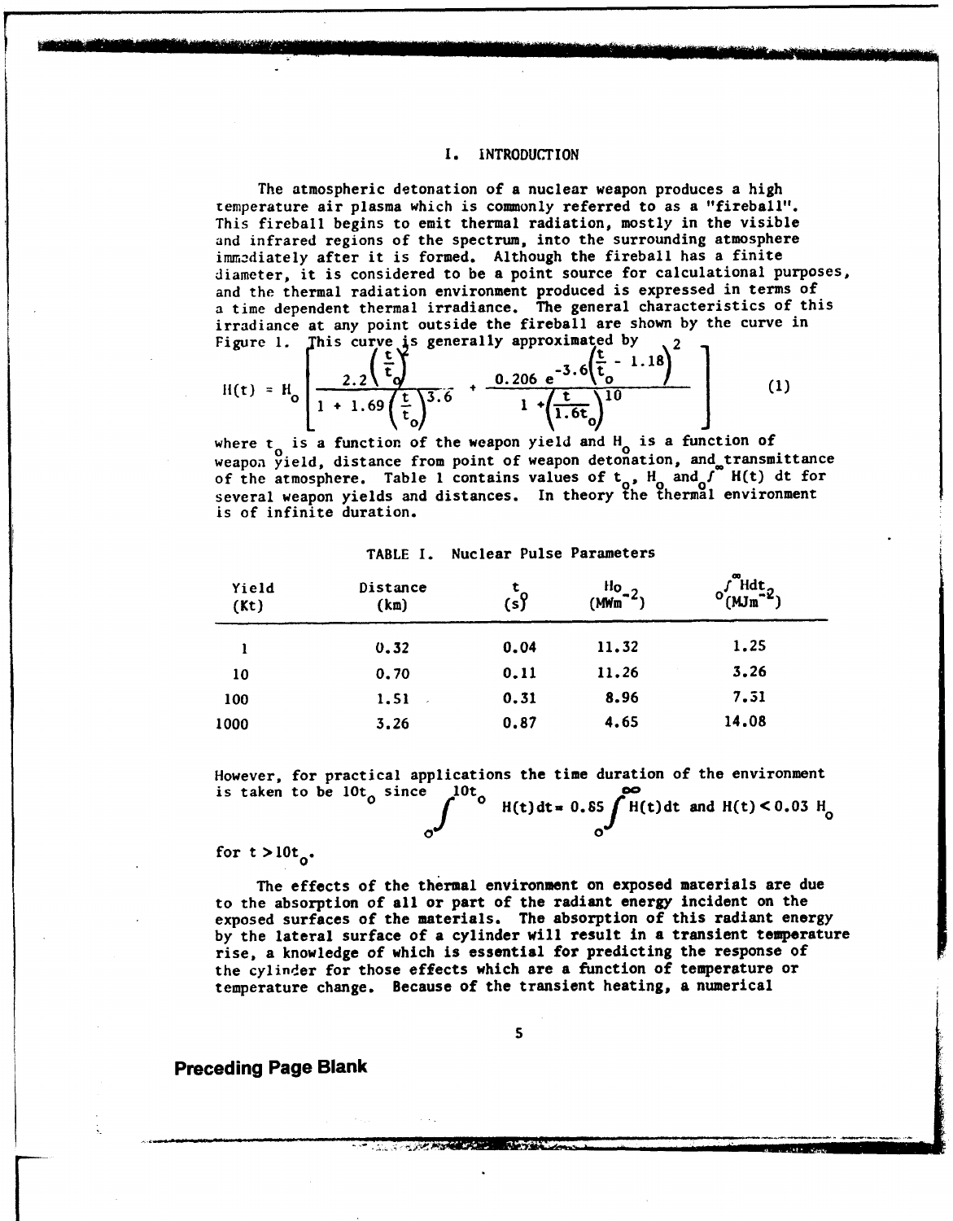## I. INTRODUCTION

The atmospheric detonation of a nuclear weapon produces a high temperature air plasma which is commonly referred to as a "fireball". This fireball begins to emit thermal radiation, mostly in the visible and infrared regions of the spectrum, into the surrounding atmosphere immediately after it is formed. Although the fireball has a finite diameter, it is considered to be a point source for calculational purposes, and the thermal radiation environment produced is expressed in terms of a time dependent thermal irradiance. The general characteristics of this irradiance at any point outside the fireball are shown by the curve in Figure 1. This curve is generally approximated by

$$H(t) = H_o \left[ \frac{2.2\left(\frac{t}{t_o}\right)^2}{1 + 1.69\left(\frac{t}{t_o}\right)^{3.6}} + \frac{0.206\ e^{-3.6\left(\frac{t}{t_o} - 1.18\right)^2}}{1 + \left(\frac{t}{1.6t_o}\right)^{10}} \right] \quad (1)$$

where $t_o$ is a function of the weapon yield and $H_o$ is a function of weapon yield, distance from point of weapon detonation, and transmittance of the atmosphere. Table 1 contains values of $t_o$, $H_o$ and $\int_o^\infty H(t)\,dt$ for several weapon yields and distances. In theory the thermal environment is of infinite duration.

TABLE I. Nuclear Pulse Parameters

| Yield (Kt) | Distance (km) | $t_o$ (s) | $H_o$ ($MWm^{-2}$) | $\int_o^\infty Hdt$ ($MJm^{-2}$) |
|---|---|---|---|---|
| 1 | 0.32 | 0.04 | 11.32 | 1.25 |
| 10 | 0.70 | 0.11 | 11.26 | 3.26 |
| 100 | 1.51 | 0.31 | 8.96 | 7.51 |
| 1000 | 3.26 | 0.87 | 4.65 | 14.08 |

However, for practical applications the time duration of the environment is taken to be $10t_o$ since $\int_o^{10t_o} H(t)dt = 0.85 \int_o^\infty H(t)dt$ and $H(t) < 0.03\ H_o$ for $t > 10t_o$.

The effects of the thermal environment on exposed materials are due to the absorption of all or part of the radiant energy incident on the exposed surfaces of the materials. The absorption of this radiant energy by the lateral surface of a cylinder will result in a transient temperature rise, a knowledge of which is essential for predicting the response of the cylinder for those effects which are a function of temperature or temperature change. Because of the transient heating, a numerical

**Preceding Page Blank**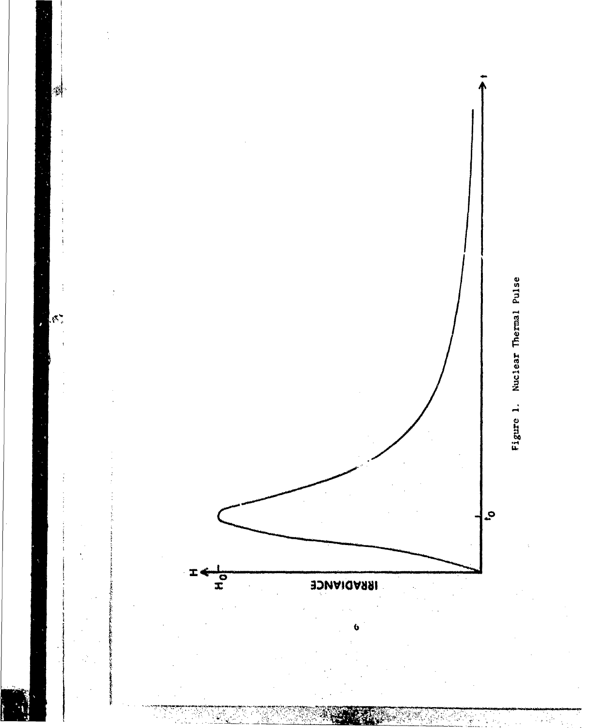Figure 1. Nuclear Thermal Pulse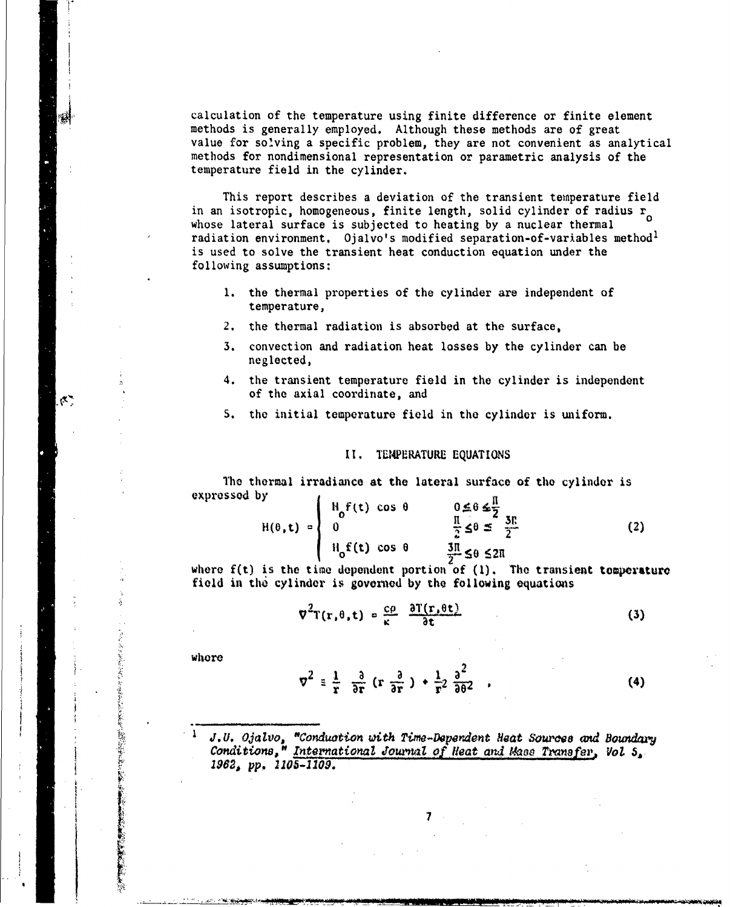calculation of the temperature using finite difference or finite element methods is generally employed. Although these methods are of great value for solving a specific problem, they are not convenient as analytical methods for nondimensional representation or parametric analysis of the temperature field in the cylinder.

This report describes a deviation of the transient temperature field in an isotropic, homogeneous, finite length, solid cylinder of radius $r_o$ whose lateral surface is subjected to heating by a nuclear thermal radiation environment. Ojalvo's modified separation-of-variables method[1] is used to solve the transient heat conduction equation under the following assumptions:

1. the thermal properties of the cylinder are independent of temperature,
2. the thermal radiation is absorbed at the surface,
3. convection and radiation heat losses by the cylinder can be neglected,
4. the transient temperature field in the cylinder is independent of the axial coordinate, and
5. the initial temperature field in the cylinder is uniform.

## II. TEMPERATURE EQUATIONS

The thermal irradiance at the lateral surface of the cylinder is expressed by

$$H(\theta,t) = \begin{cases} H_o f(t)\cos\theta & 0 \leq \theta \leq \frac{\pi}{2} \\ 0 & \frac{\pi}{2} \leq \theta \leq \frac{3\pi}{2} \\ H_o f(t)\cos\theta & \frac{3\pi}{2} \leq \theta \leq 2\pi \end{cases} \tag{2}$$

where $f(t)$ is the time dependent portion of (1). The transient temperature field in the cylinder is governed by the following equations

$$\nabla^2 T(r,\theta,t) = \frac{c\rho}{\kappa} \frac{\partial T(r,\theta t)}{\partial t} \tag{3}$$

where

$$\nabla^2 \equiv \frac{1}{r} \frac{\partial}{\partial r}\left(r \frac{\partial}{\partial r}\right) + \frac{1}{r^2}\frac{\partial^2}{\partial \theta^2} \quad , \tag{4}$$

---

[1] *J.U. Ojalvo, "Conduction with Time-Dependent Heat Sources and Boundary Conditions," International Journal of Heat and Mass Transfer, Vol 5, 1962, pp. 1105-1109.*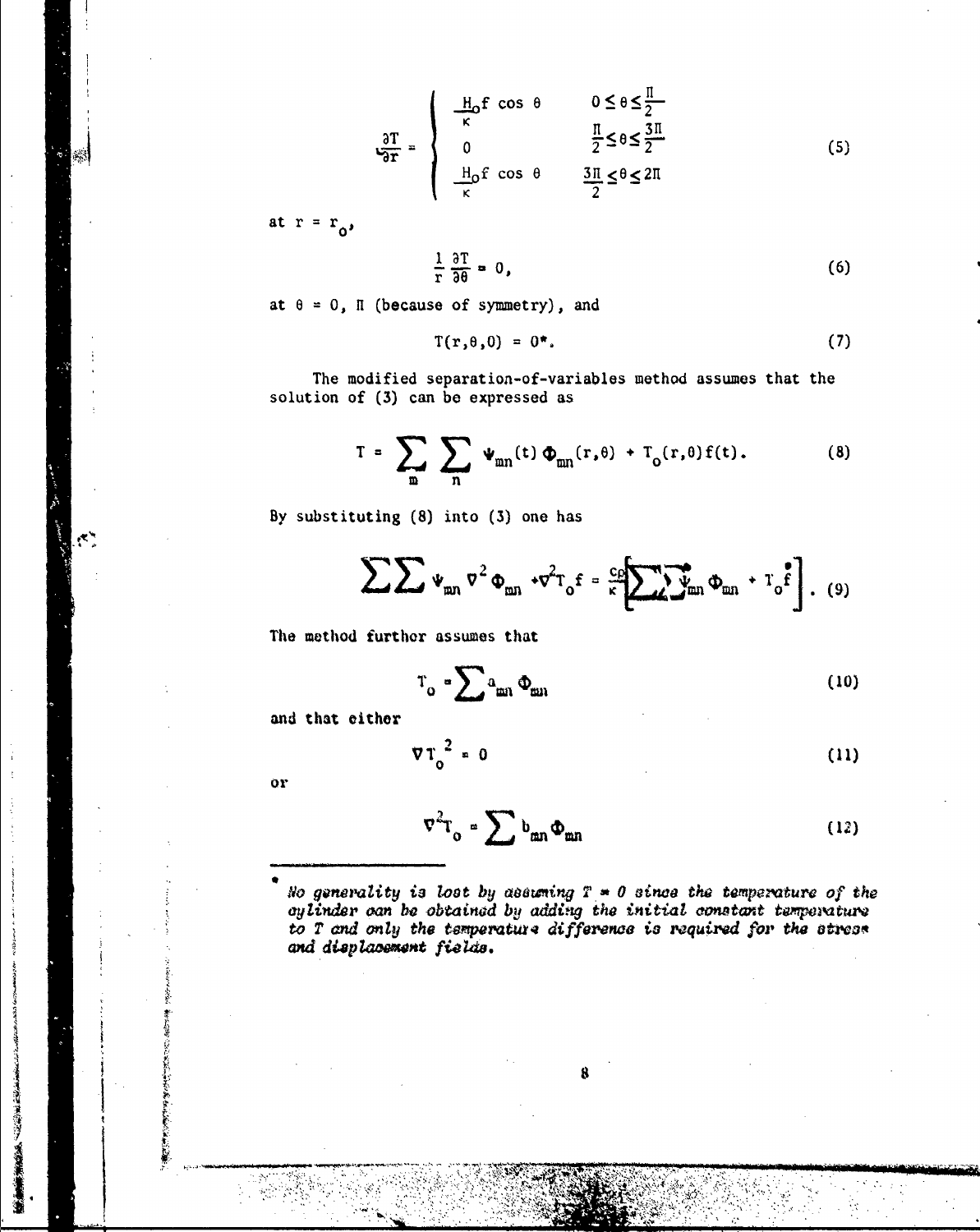$$\frac{\partial T}{\partial r} = \begin{cases} \frac{H_o f \cos\theta}{\kappa} & 0 \leq \theta \leq \frac{\Pi}{2} \\ 0 & \frac{\Pi}{2} \leq \theta \leq \frac{3\Pi}{2} \\ \frac{H_o f \cos\theta}{\kappa} & \frac{3\Pi}{2} \leq \theta \leq 2\Pi \end{cases} \tag{5}$$

at $r = r_o$,

$$\frac{1}{r}\frac{\partial T}{\partial \theta} = 0, \tag{6}$$

at $\theta = 0,\ \Pi$ (because of symmetry), and

$$T(r,\theta,0) = 0^{*}. \tag{7}$$

The modified separation-of-variables method assumes that the solution of (3) can be expressed as

$$T = \sum_{m}\sum_{n} \Psi_{mn}(t)\,\Phi_{mn}(r,\theta) + T_o(r,\theta) f(t). \tag{8}$$

By substituting (8) into (3) one has

$$\sum\sum \Psi_{mn} \nabla^2 \Phi_{mn} + \nabla^2 T_o f = \frac{c\rho}{\kappa}\left[\sum\sum \dot{\Psi}_{mn} \Phi_{mn} + T_o \dot{f}\right]. \tag{9}$$

The method further assumes that

$$T_o = \sum a_{mn} \Phi_{mn} \tag{10}$$

and that either

$$\nabla T_o^{\,2} = 0 \tag{11}$$

or

$$\nabla^2 T_o = \sum b_{mn} \Phi_{mn} \tag{12}$$

---

\* *No generality is lost by assuming $T = 0$ since the temperature of the cylinder can be obtained by adding the initial constant temperature to $T$ and only the temperature difference is required for the stress and displacement fields.*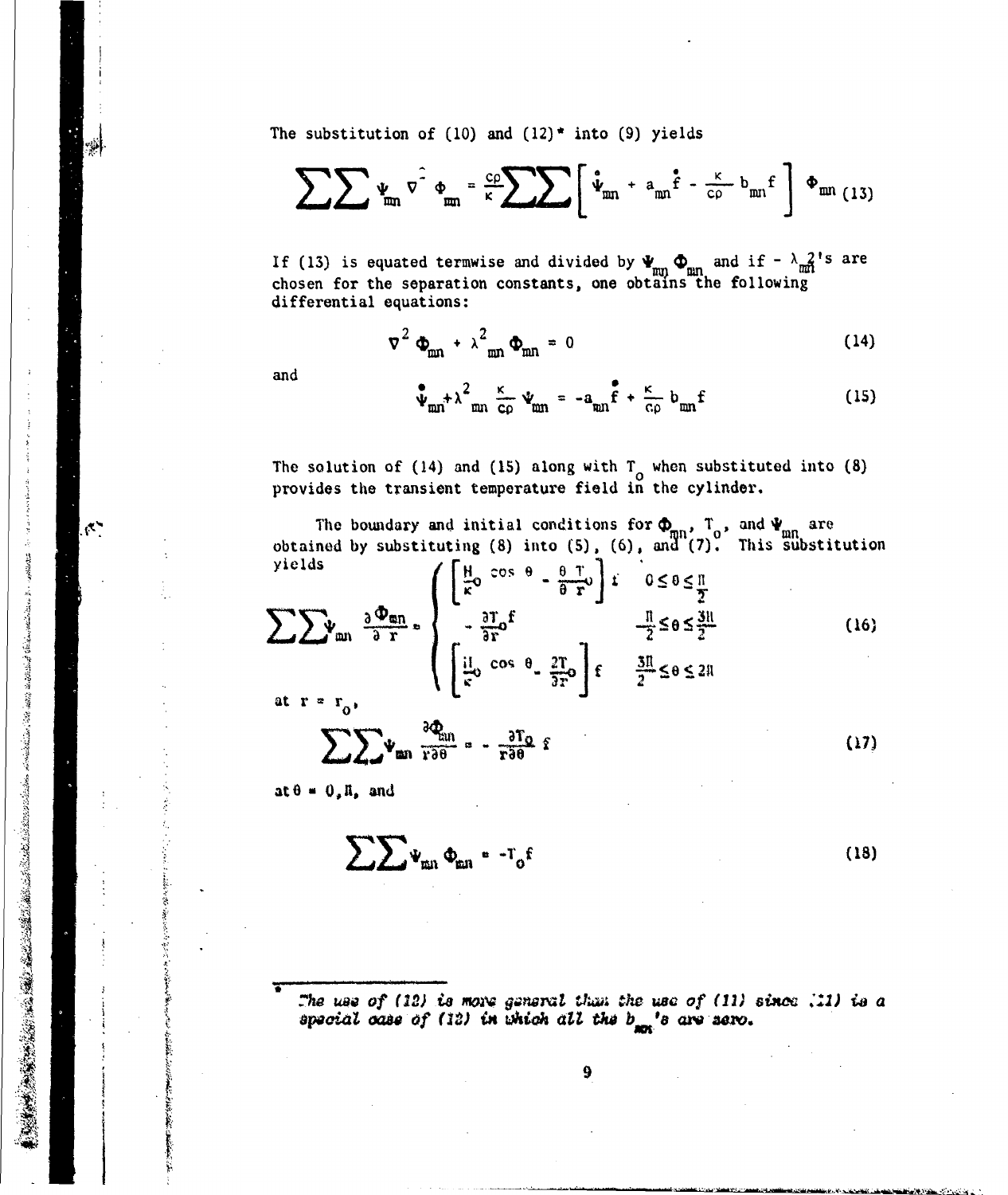The substitution of (10) and (12)* into (9) yields

$$\sum\sum \Psi_{mn} \nabla^2 \Phi_{mn} = \frac{c\rho}{\kappa}\sum\sum \left[ \dot{\Psi}_{mn} + a_{mn}\dot{f} - \frac{\kappa}{c\rho} b_{mn} f \right] \Phi_{mn} \quad (13)$$

If (13) is equated termwise and divided by $\Psi_{mn}\,\Phi_{mn}$ and if $-\lambda_{mn}^2$'s are chosen for the separation constants, one obtains the following differential equations:

$$\nabla^2 \Phi_{mn} + \lambda^2_{mn}\Phi_{mn} = 0 \quad (14)$$

and

$$\dot{\Psi}_{mn} + \lambda^2_{mn}\frac{\kappa}{c\rho}\Psi_{mn} = -a_{mn}\dot{f} + \frac{\kappa}{c\rho} b_{mn} f \quad (15)$$

The solution of (14) and (15) along with $T_o$ when substituted into (8) provides the transient temperature field in the cylinder.

The boundary and initial conditions for $\Phi_{mn}$, $T_o$, and $\Psi_{mn}$ are obtained by substituting (8) into (5), (6), and (7). This substitution yields

$$\sum\sum \Psi_{mn}\frac{\partial \Phi_{mn}}{\partial r} = \begin{cases} \left[ \frac{H_o}{\kappa}\cos\theta - \frac{\partial T_o}{\partial r} \right] f & 0 \le \theta \le \frac{\Pi}{2} \\ -\frac{\partial T_o}{\partial r} f & \frac{\Pi}{2} \le \theta \le \frac{3\Pi}{2} \\ \left[ \frac{H_o}{\kappa}\cos\theta - \frac{\partial T_o}{\partial r} \right] f & \frac{3\Pi}{2} \le \theta \le 2\Pi \end{cases} \quad (16)$$

at $r = r_o$,

$$\sum\sum \Psi_{mn}\frac{\partial \Phi_{mn}}{r\partial\theta} = -\frac{\partial T_o}{r\partial\theta} f \quad (17)$$

at $\theta = 0, \Pi$, and

$$\sum\sum \Psi_{mn}\Phi_{mn} = -T_o f \quad (18)$$

---

\* *The use of (12) is more general than the use of (11) since (11) is a special case of (12) in which all the $b_{mn}$'s are zero.*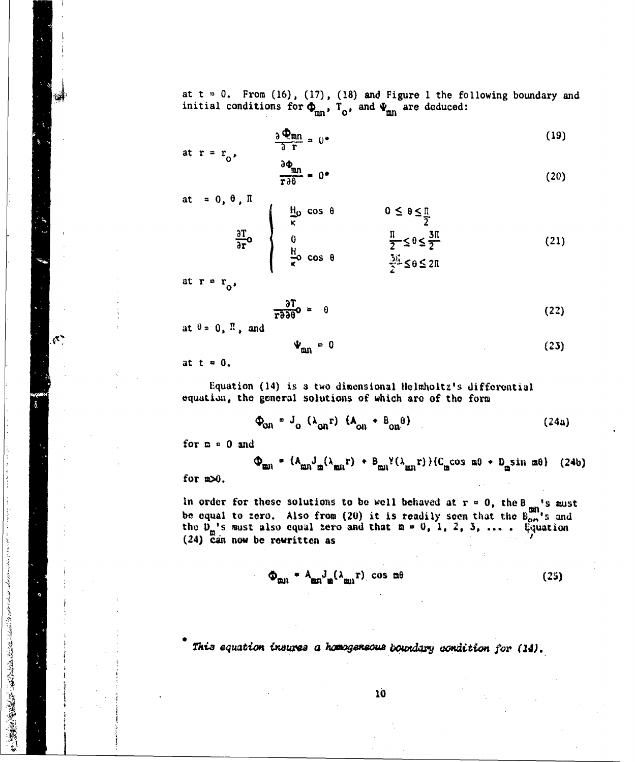at t = 0. From (16), (17), (18) and Figure 1 the following boundary and initial conditions for $\Phi_{mn}$, $T_o$, and $\Psi_{mn}$ are deduced:

$$\frac{\partial \Phi_{mn}}{\partial r} = 0^* \tag{19}$$

at $r = r_o$,

$$\frac{\partial \Phi_{mn}}{r\partial \theta} = 0^* \tag{20}$$

at $= 0, \theta, \Pi$

$$\frac{\partial T_o}{\partial r} \begin{cases} \frac{H_o}{\kappa} \cos\theta & 0 \leq \theta \leq \frac{\Pi}{2} \\ 0 & \frac{\Pi}{2} \leq \theta \leq \frac{3\Pi}{2} \\ \frac{H_o}{\kappa} \cos\theta & \frac{3\Pi}{2} \leq \theta \leq 2\Pi \end{cases} \tag{21}$$

at $r = r_o$,

$$\frac{\partial T_o}{r\partial \theta} = \theta \tag{22}$$

at $\theta = 0, \Pi$, and

$$\Psi_{mn} = 0 \tag{23}$$

at $t = 0$.

Equation (14) is a two dimensional Helmholtz's differential equation, the general solutions of which are of the form

$$\Phi_{on} = J_o(\lambda_{on} r)(A_{on} + B_{on}\theta) \tag{24a}$$

for $m = 0$ and

$$\Phi_{mn} = (A_{mn} J_m(\lambda_{mn} r) + B_{mn} Y(\lambda_{mn} r))(C_m \cos m\theta + D_m \sin m\theta) \tag{24b}$$

for $m > 0$.

In order for these solutions to be well behaved at $r = 0$, the $B_{mn}$'s must be equal to zero. Also from (20) it is readily seen that the $B_{on}$'s and the $D_m$'s must also equal zero and that $m = 0, 1, 2, 3, \ldots$ . Equation (24) can now be rewritten as

$$\Phi_{mn} = A_{mn} J_m(\lambda_{mn} r) \cos m\theta \tag{25}$$

\* *This equation insures a homogeneous boundary condition for (14).*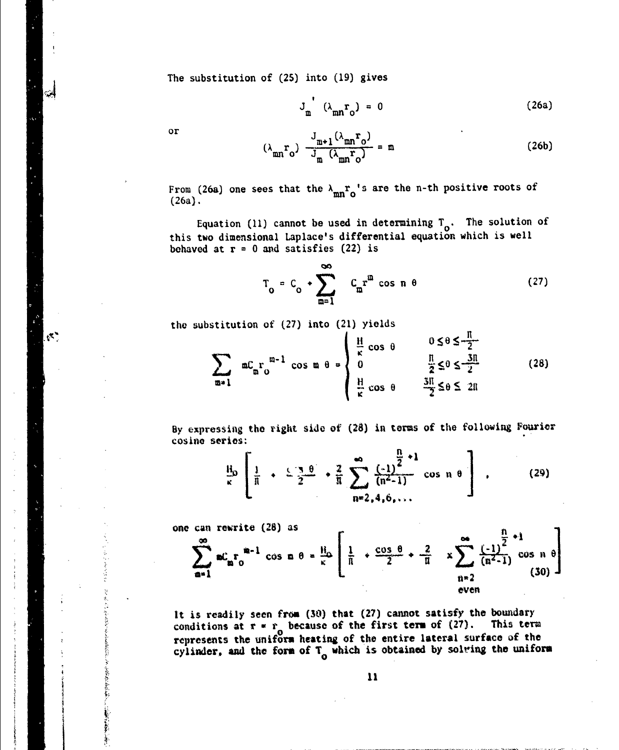The substitution of (25) into (19) gives

$$J_m'(\lambda_{mn} r_o) = 0 \tag{26a}$$

or

$$(\lambda_{mn} r_o) \frac{J_{m+1}(\lambda_{mn} r_o)}{J_m(\lambda_{mn} r_o)} = m \tag{26b}$$

From (26a) one sees that the $\lambda_{mn} r_o$'s are the n-th positive roots of (26a).

Equation (11) cannot be used in determining $T_o$. The solution of this two dimensional Laplace's differential equation which is well behaved at $r = 0$ and satisfies (22) is

$$T_o = C_o + \sum_{m=1}^{\infty} C_m r^m \cos n\theta \tag{27}$$

the substitution of (27) into (21) yields

$$\sum_{m=1} m C_m r_o^{m-1} \cos m\theta = \begin{cases} \frac{H}{\kappa} \cos\theta & 0 \leq \theta \leq \frac{\Pi}{2} \\ 0 & \frac{\Pi}{2} \leq \theta \leq \frac{3\Pi}{2} \\ \frac{H}{\kappa} \cos\theta & \frac{3\Pi}{2} \leq \theta \leq 2\Pi \end{cases} \tag{28}$$

By expressing the right side of (28) in terms of the following Fourier cosine series:

$$\frac{H_o}{\kappa} \left[ \frac{1}{\Pi} + \frac{\cos\theta}{2} + \frac{2}{\Pi} \sum_{n=2,4,6,\ldots}^{\infty} \frac{(-1)^{\frac{n}{2}+1}}{(n^2-1)} \cos n\theta \right], \tag{29}$$

one can rewrite (28) as

$$\sum_{m=1}^{\infty} m C_m r_o^{m-1} \cos m\theta = \frac{H_o}{\kappa} \left[ \frac{1}{\Pi} + \frac{\cos\theta}{2} + \frac{2}{\Pi} \times \sum_{\substack{n=2 \\ \text{even}}}^{\infty} \frac{(-1)^{\frac{n}{2}+1}}{(n^2-1)} \cos n\theta \right] \tag{30}$$

It is readily seen from (30) that (27) cannot satisfy the boundary conditions at $r = r_o$ because of the first term of (27). This term represents the uniform heating of the entire lateral surface of the cylinder, and the form of $T_o$ which is obtained by solving the uniform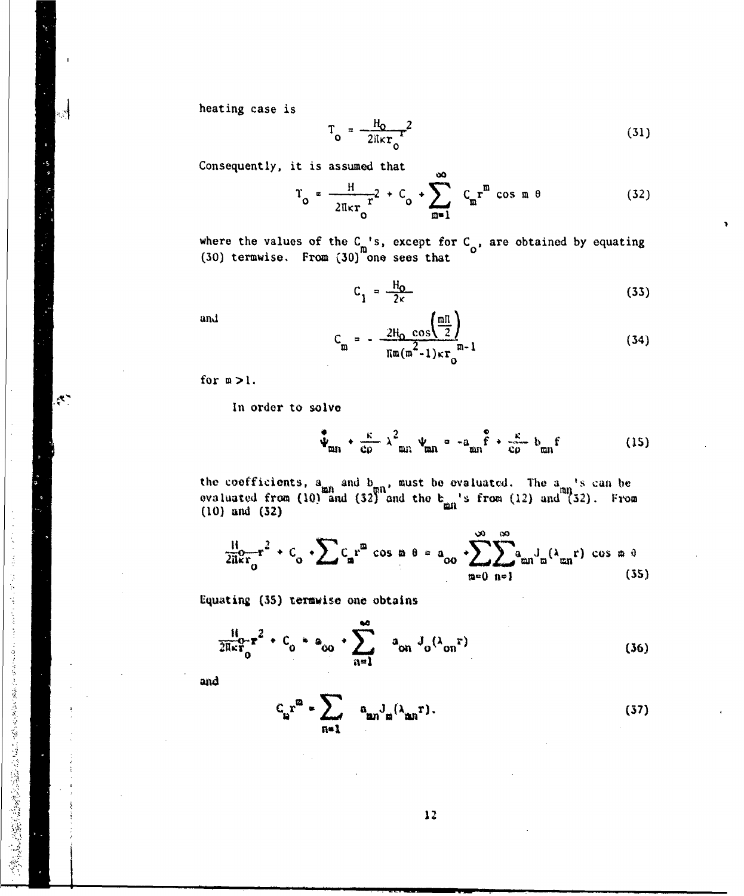heating case is

$$T_o = \frac{H_0}{2\Pi\kappa r_o} r^2 \tag{31}$$

Consequently, it is assumed that

$$T_o = \frac{H}{2\Pi\kappa r_o} r^2 + C_o + \sum_{m=1}^{\infty} C_m r^m \cos m\,\theta \tag{32}$$

where the values of the $C_m$'s, except for $C_o$, are obtained by equating (30) termwise. From (30) one sees that

$$C_1 = \frac{H_0}{2\kappa} \tag{33}$$

and

$$C_m = -\frac{2H_0 \cos\left(\frac{m\Pi}{2}\right)}{\Pi m(m^2-1)\kappa r_o^{m-1}} \tag{34}$$

for $m > 1$.

In order to solve

$$\dot{\Psi}_{mn} + \frac{\kappa}{c\rho}\lambda^2_{mn}\Psi_{mn} = -a_{mn}\dot{f} + \frac{\kappa}{c\rho} b_{mn} f \tag{15}$$

the coefficients, $a_{mn}$ and $b_{mn}$, must be evaluated. The $a_{mn}$'s can be evaluated from (10) and (32) and the $b_{mn}$'s from (12) and (32). From (10) and (32)

$$\frac{H_0}{2\Pi\kappa r_o} r^2 + C_o + \sum C_m r^m \cos m\,\theta = a_{oo} + \sum_{m=0}^{\infty}\sum_{n=1}^{\infty} a_{mn} J_m(\lambda_{mn} r) \cos m\,\theta \tag{35}$$

Equating (35) termwise one obtains

$$\frac{H_0}{2\Pi\kappa r_o} r^2 + C_o = a_{oo} + \sum_{n=1}^{\infty} a_{on} J_o(\lambda_{on} r) \tag{36}$$

and

$$C_m r^m = \sum_{n=1} a_{mn} J_m(\lambda_{mn} r). \tag{37}$$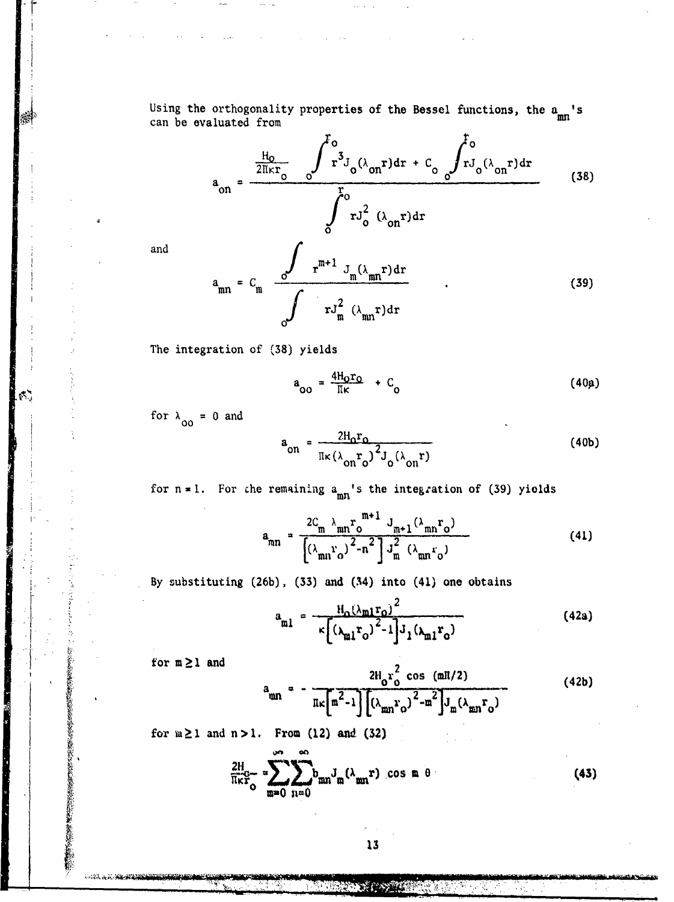Using the orthogonality properties of the Bessel functions, the $a_{mn}$'s can be evaluated from

$$a_{on} = \frac{\frac{H_o}{2\Pi\kappa r_o} \int_o^{r_o} r^3 J_o(\lambda_{on} r)dr + C_o \int_o^{r_o} r J_o(\lambda_{on} r)dr}{\int_o^{r_o} r J_o^2 (\lambda_{on} r)dr} \tag{38}$$

and

$$a_{mn} = C_m \frac{\int_o r^{m+1} J_m(\lambda_{mn} r)dr}{\int_o r J_m^2 (\lambda_{mn} r)dr} \quad . \tag{39}$$

The integration of (38) yields

$$a_{oo} = \frac{4H_o r_o}{\Pi\kappa} + C_o \tag{40a}$$

for $\lambda_{oo} = 0$ and

$$a_{on} = \frac{2H_o r_o}{\Pi\kappa(\lambda_{on} r_o)^2 J_o(\lambda_{on} r)} \tag{40b}$$

for $n = 1$. For the remaining $a_{mn}$'s the integration of (39) yields

$$a_{mn} = \frac{2C_m \lambda_{mn} r_o^{m+1} J_{m+1}(\lambda_{mn} r_o)}{\left[(\lambda_{mn} r_o)^2 - n^2\right] J_m^2 (\lambda_{mn} r_o)} \tag{41}$$

By substituting (26b), (33) and (34) into (41) one obtains

$$a_{m1} = \frac{H_o(\lambda_{m1} r_o)^2}{\kappa\left[(\lambda_{m1} r_o)^2 - 1\right] J_1(\lambda_{m1} r_o)} \tag{42a}$$

for $m \geq 1$ and

$$a_{mn} = -\frac{2H_o r_o^2 \cos(m\Pi/2)}{\Pi\kappa\left[m^2 - 1\right]\left[(\lambda_{mn} r_o)^2 - m^2\right] J_m(\lambda_{mn} r_o)} \tag{42b}$$

for $m \geq 1$ and $n > 1$. From (12) and (32)

$$\frac{2H_o}{\Pi\kappa r_o} = \sum_{m=0}^{\infty}\sum_{n=0}^{\infty} b_{mn} J_m(\lambda_{mn} r) \cos m\theta \tag{43}$$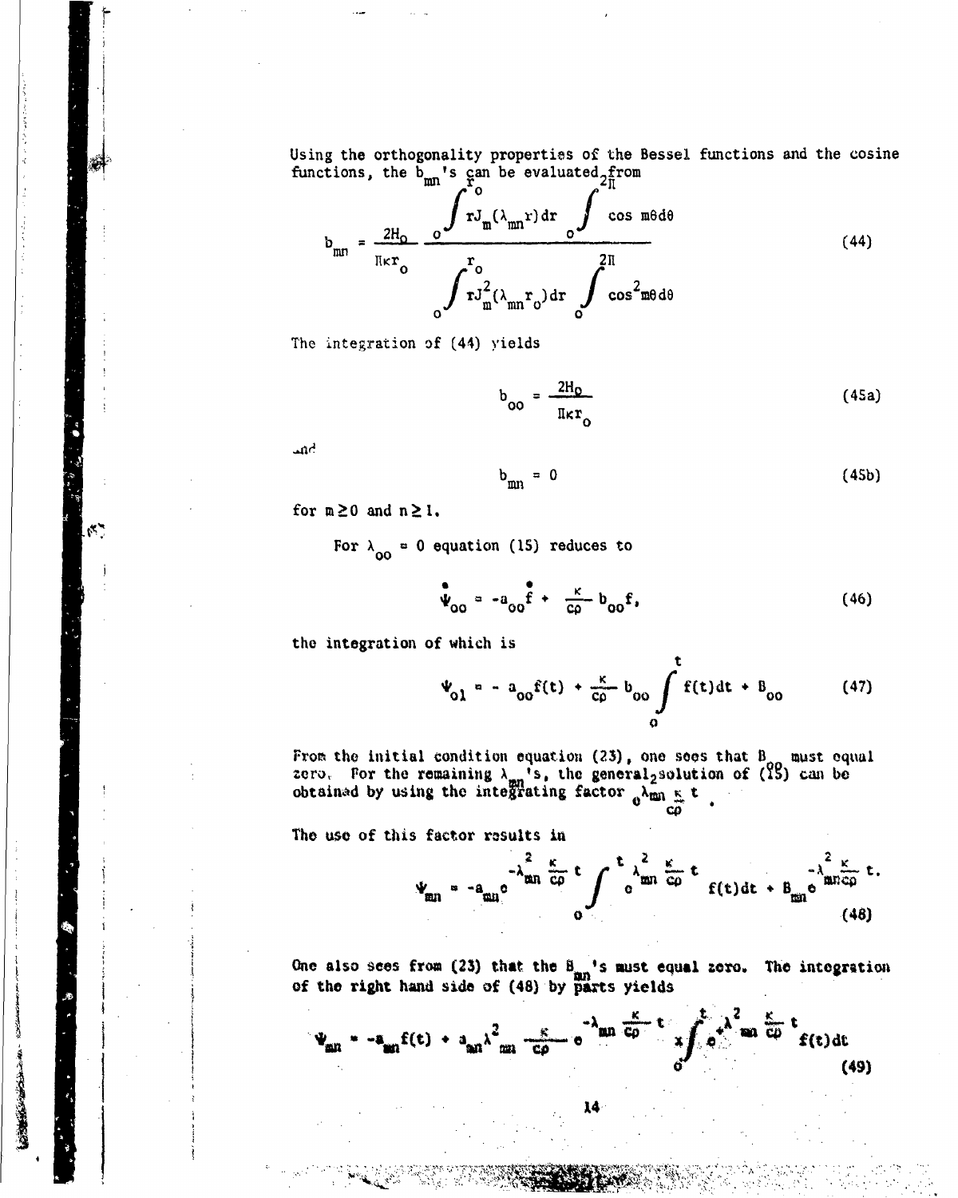Using the orthogonality properties of the Bessel functions and the cosine functions, the $b_{mn}$'s can be evaluated from

$$b_{mn} = \frac{2H_o}{\Pi\kappa r_o} \frac{\int_o^{r_o} rJ_m(\lambda_{mn}r)dr \int_o^{2\Pi} \cos m\theta d\theta}{\int_o^{r_o} rJ_m^2(\lambda_{mn}r_o)dr \int_o^{2\Pi} \cos^2 m\theta d\theta} \tag{44}$$

The integration of (44) yields

$$b_{oo} = \frac{2H_o}{\Pi\kappa r_o} \tag{45a}$$

and

$$b_{mn} = 0 \tag{45b}$$

for $m \geq 0$ and $n \geq 1$.

For $\lambda_{oo} = 0$ equation (15) reduces to

$$\dot{\Psi}_{oo} = -a_{oo}\dot{f} + \frac{\kappa}{c\rho} b_{oo} f, \tag{46}$$

the integration of which is

$$\Psi_{o1} = -a_{oo}f(t) + \frac{\kappa}{c\rho} b_{oo} \int_o^t f(t)dt + B_{oo} \tag{47}$$

From the initial condition equation (23), one sees that $B_{oo}$ must equal zero. For the remaining $\lambda_{mn}$'s, the general solution of (15) can be obtained by using the integrating factor $e^{\lambda_{mn}^2 \frac{\kappa}{c\rho} t}$.

The use of this factor results in

$$\Psi_{mn} = -a_{mn} e^{-\lambda_{mn}^2 \frac{\kappa}{c\rho} t} \int_o^t e^{\lambda_{mn}^2 \frac{\kappa}{c\rho} t} f(t)dt + B_{mn} e^{-\lambda_{mn}^2 \frac{\kappa}{c\rho} t}. \tag{48}$$

One also sees from (23) that the $B_{mn}$'s must equal zero. The integration of the right hand side of (48) by parts yields

$$\Psi_{mn} = -a_{mn}f(t) + a_{mn}\lambda_{mn}^2 \frac{\kappa}{c\rho} e^{-\lambda_{mn}^2 \frac{\kappa}{c\rho} t} \times \int_o^t e^{+\lambda_{mn}^2 \frac{\kappa}{c\rho} t} f(t)dt \tag{49}$$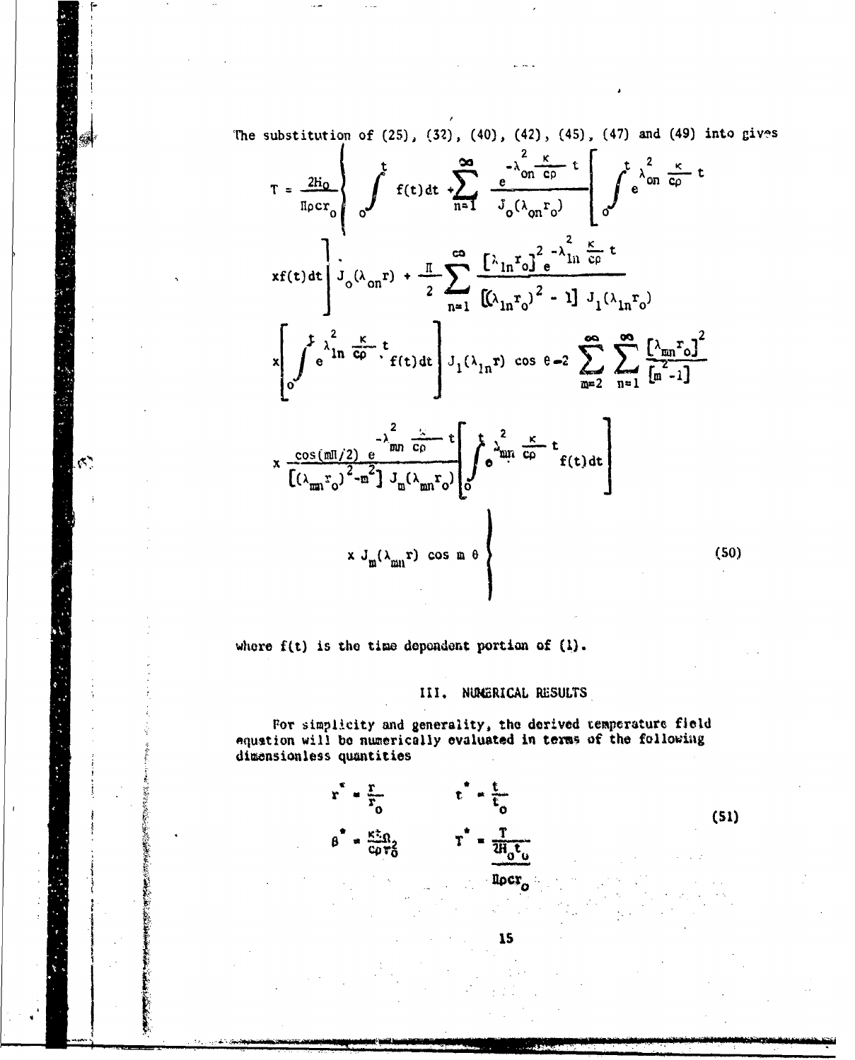The substitution of (25), (32), (40), (42), (45), (47) and (49) into gives

$$
\begin{aligned}
T = \frac{2H_0}{\Pi \rho c r_o} \Bigg\{ & \int_0^t f(t)\,dt + \sum_{n=1}^{\infty} \frac{e^{-\lambda_{on}^2 \frac{\kappa}{c\rho} t}}{J_o(\lambda_{on} r_o)} \left[ \int_0^t e^{\lambda_{on}^2 \frac{\kappa}{c\rho} t} \right. \\
& \left. \times f(t)\,dt \right] J_o(\lambda_{on} r) + \frac{\Pi}{2} \sum_{n=1}^{\infty} \frac{[\lambda_{1n} r_o]^2 e^{-\lambda_{1n}^2 \frac{\kappa}{c\rho} t}}{[(\lambda_{1n} r_o)^2 - 1]\, J_1(\lambda_{1n} r_o)} \\
& \times \left[ \int_0^t e^{\lambda_{1n}^2 \frac{\kappa}{c\rho} t} f(t)\,dt \right] J_1(\lambda_{1n} r) \cos\theta - 2 \sum_{m=2}^{\infty} \sum_{n=1}^{\infty} \frac{[\lambda_{mn} r_o]^2}{[m^2 - 1]} \\
& \times \frac{\cos(m\Pi/2)\, e^{-\lambda_{mn}^2 \frac{\kappa}{c\rho} t}}{[(\lambda_{mn} r_o)^2 - m^2]\, J_m(\lambda_{mn} r_o)} \left[ \int_0^t e^{\lambda_{mn}^2 \frac{\kappa}{c\rho} t} f(t)\,dt \right] \\
& \times J_m(\lambda_{mn} r) \cos m\theta \Bigg\}
\end{aligned}
\tag{50}
$$

where $f(t)$ is the time dependent portion of (1).

## III. NUMERICAL RESULTS

For simplicity and generality, the derived temperature field equation will be numerically evaluated in terms of the following dimensionless quantities

$$
r^* = \frac{r}{r_o} \qquad t^* = \frac{t}{t_o}
$$
$$
\beta^* = \frac{\kappa t_o}{c\rho r_o^2} \qquad T^* = \frac{T}{\dfrac{2H_o t_o}{\Pi \rho c r_o}}
\tag{51}
$$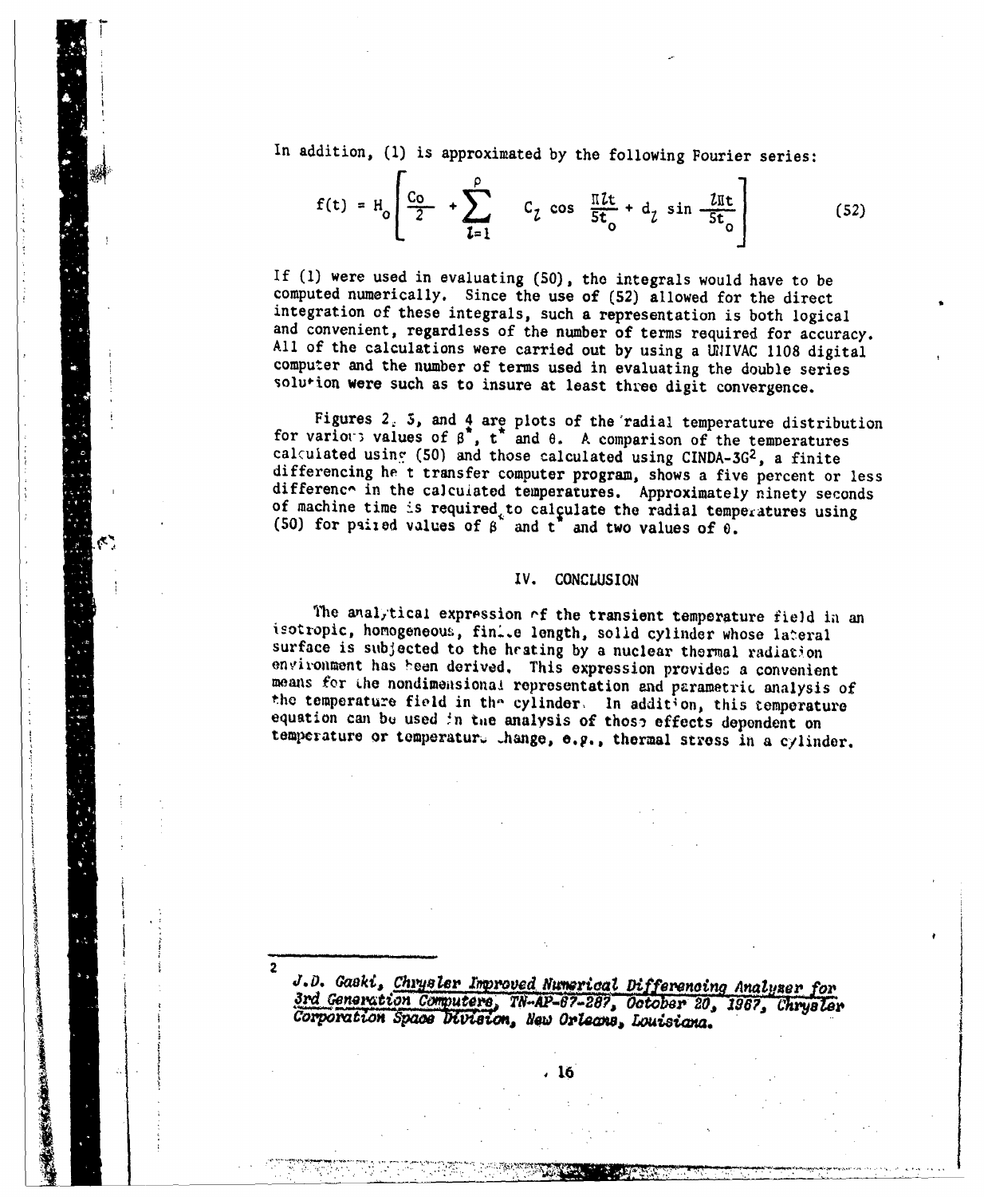In addition, (1) is approximated by the following Fourier series:

$$f(t) = H_o \left[ \frac{C_o}{2} + \sum_{l=1}^{\rho} C_l \cos \frac{\Pi l t}{5t_o} + d_l \sin \frac{l \Pi t}{5t_o} \right] \tag{52}$$

If (1) were used in evaluating (50), the integrals would have to be computed numerically. Since the use of (52) allowed for the direct integration of these integrals, such a representation is both logical and convenient, regardless of the number of terms required for accuracy. All of the calculations were carried out by using a UNIVAC 1108 digital computer and the number of terms used in evaluating the double series solution were such as to insure at least three digit convergence.

Figures 2, 3, and 4 are plots of the radial temperature distribution for various values of $\beta^*$, $t^*$ and $\theta$. A comparison of the temperatures calculated using (50) and those calculated using CINDA-3G[2], a finite differencing heat transfer computer program, shows a five percent or less difference in the calculated temperatures. Approximately ninety seconds of machine time is required to calculate the radial temperatures using (50) for paired values of $\beta^*$ and $t^*$ and two values of $\theta$.

## IV. CONCLUSION

The analytical expression of the transient temperature field in an isotropic, homogeneous, finite length, solid cylinder whose lateral surface is subjected to the heating by a nuclear thermal radiation environment has been derived. This expression provides a convenient means for the nondimensional representation and parametric analysis of the temperature field in the cylinder. In addition, this temperature equation can be used in the analysis of those effects dependent on temperature or temperature change, e.g., thermal stress in a cylinder.

---

[2] *J.D. Gaski, Chrysler Improved Numerical Differencing Analyzer for 3rd Generation Computers, TN-AP-67-287, October 20, 1967, Chrysler Corporation Space Division, New Orleans, Louisiana.*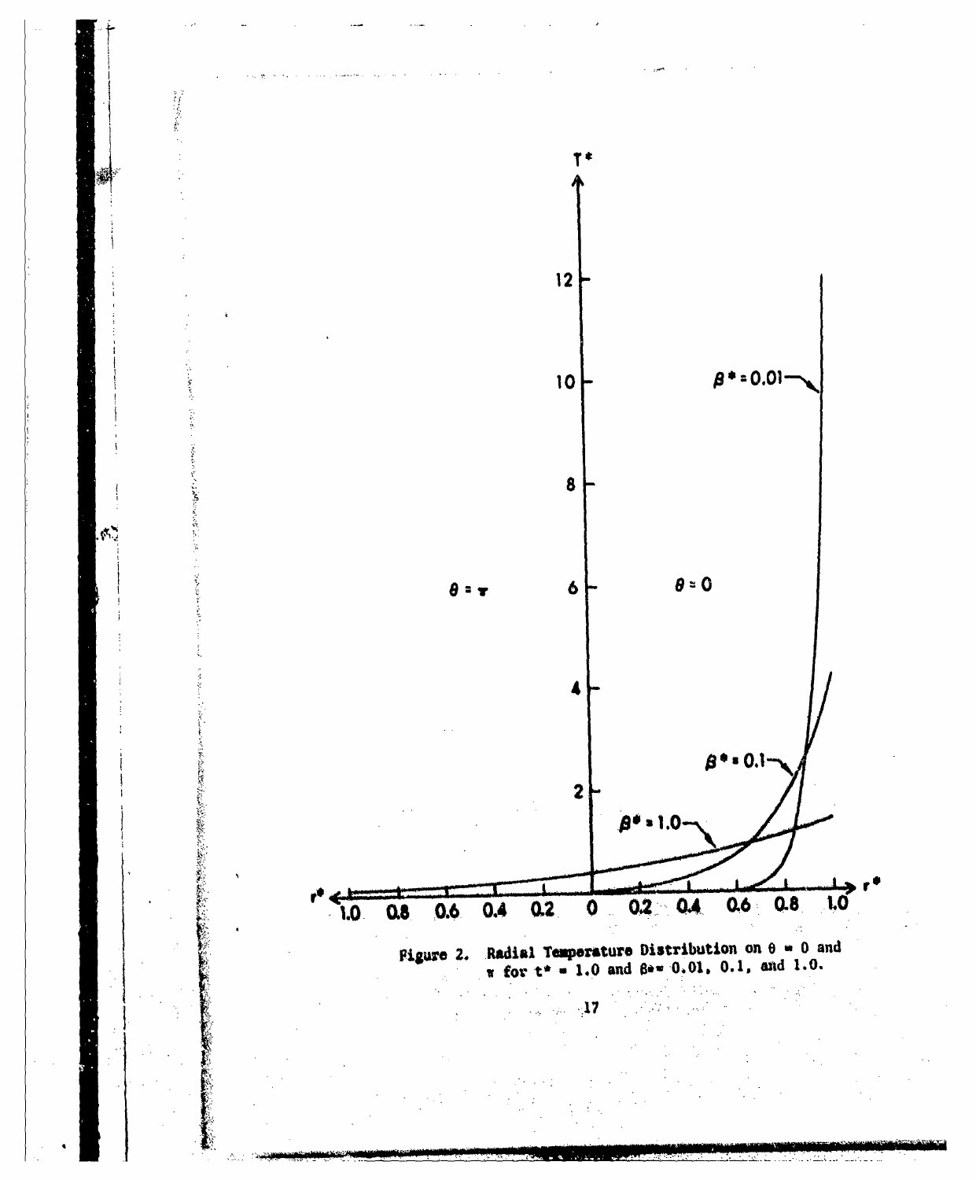Figure 2. Radial Temperature Distribution on $\theta = 0$ and $\pi$ for $t^* = 1.0$ and $\beta^* = 0.01$, 0.1, and 1.0.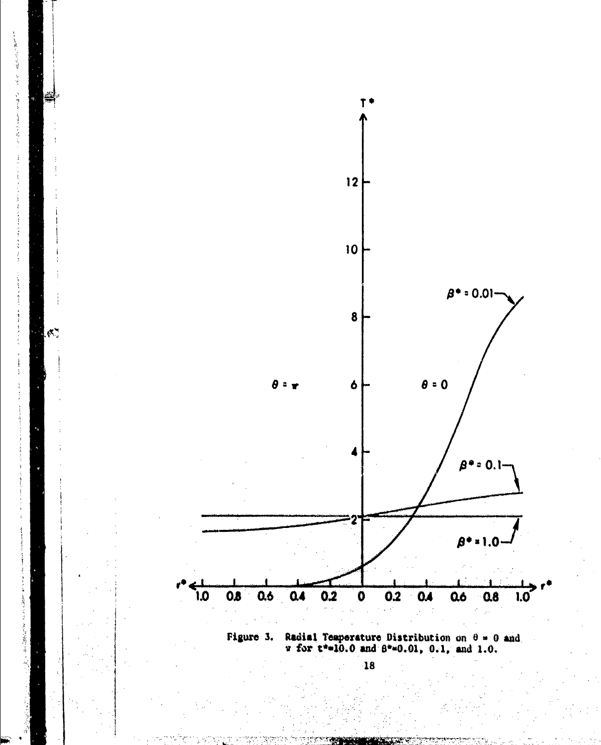Figure 3. Radial Temperature Distribution on $\theta = 0$ and $\pi$ for $t^*=10.0$ and $\beta^*=0.01$, $0.1$, and $1.0$.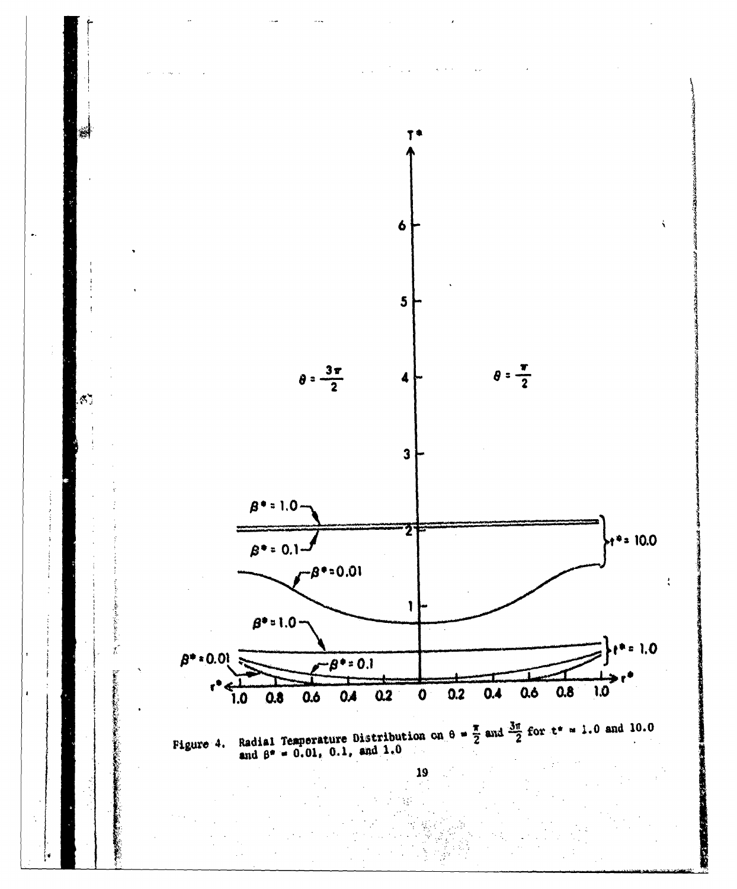Figure 4. Radial Temperature Distribution on $\theta = \frac{\pi}{2}$ and $\frac{3\pi}{2}$ for $t^* = 1.0$ and $10.0$ and $\beta^* = 0.01$, $0.1$, and $1.0$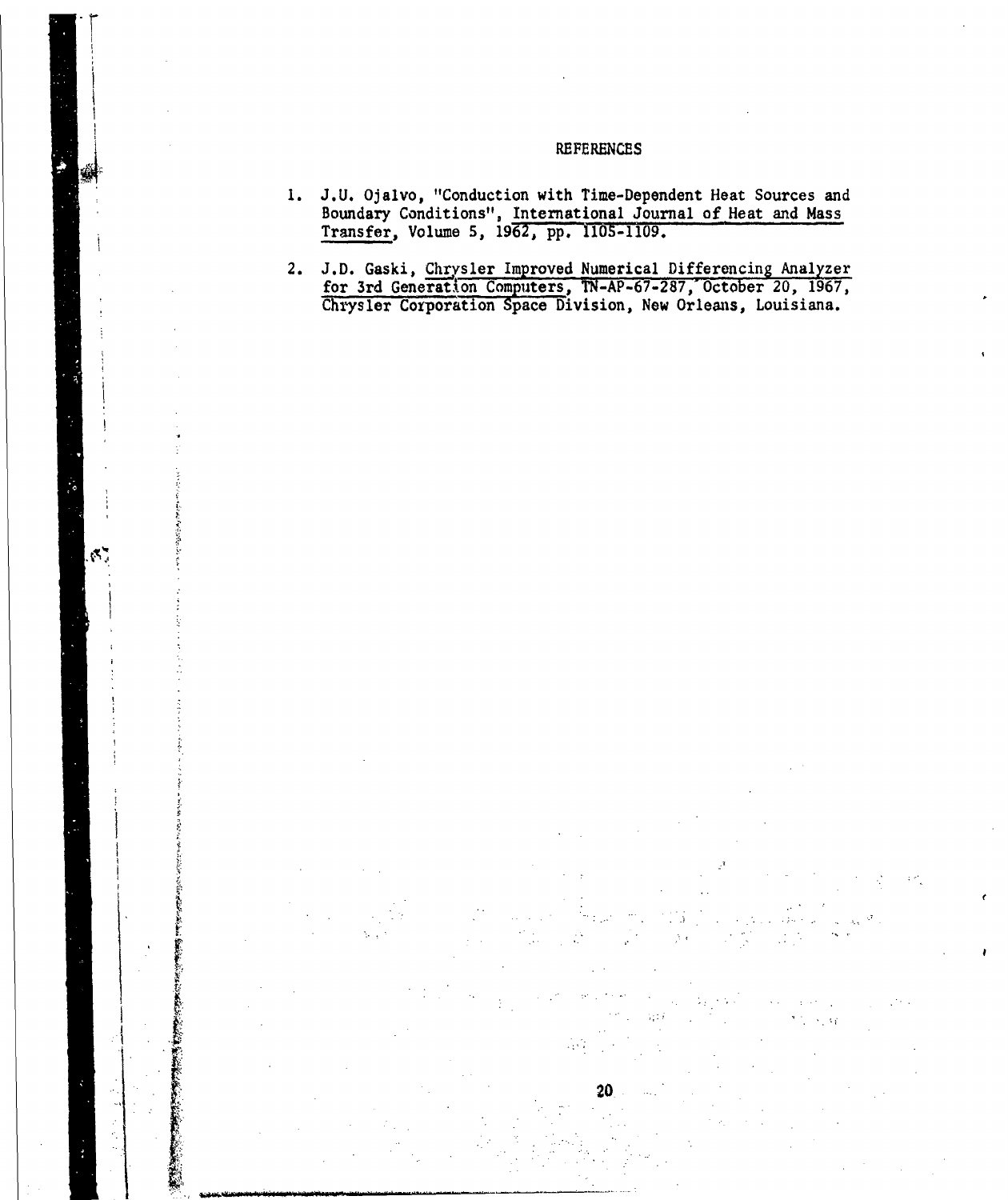# REFERENCES

1. J.U. Ojalvo, "Conduction with Time-Dependent Heat Sources and Boundary Conditions", International Journal of Heat and Mass Transfer, Volume 5, 1962, pp. 1105-1109.

2. J.D. Gaski, Chrysler Improved Numerical Differencing Analyzer for 3rd Generation Computers, TN-AP-67-287, October 20, 1967, Chrysler Corporation Space Division, New Orleans, Louisiana.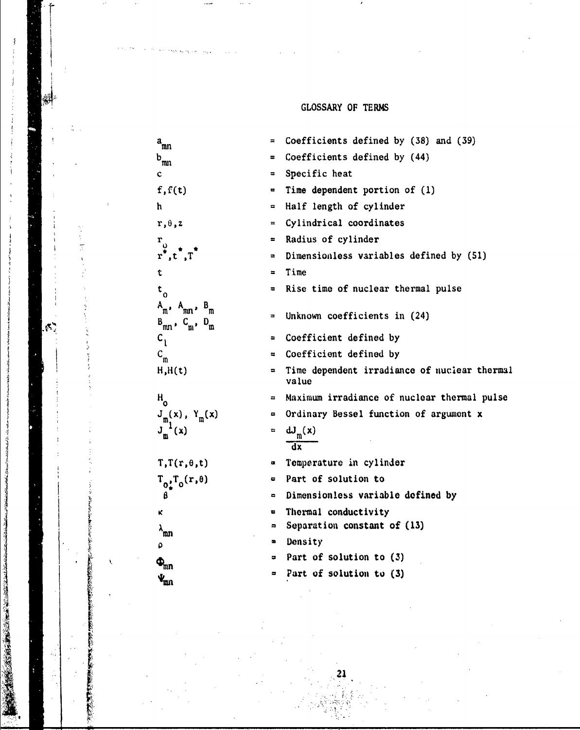# GLOSSARY OF TERMS

| | | |
|---|---|---|
| $a_{mn}$ | = | Coefficients defined by (38) and (39) |
| $b_{mn}$ | = | Coefficients defined by (44) |
| $c$ | = | Specific heat |
| $f, f(t)$ | = | Time dependent portion of (1) |
| $h$ | = | Half length of cylinder |
| $r, \theta, z$ | = | Cylindrical coordinates |
| $r_o$ | = | Radius of cylinder |
| $r^*, t^*, T^*$ | = | Dimensionless variables defined by (51) |
| $t$ | = | Time |
| $t_o$ | = | Rise time of nuclear thermal pulse |
| $A_m$, $A_{mn}$, $B_m$, $B_{mn}$, $C_m$, $D_m$ | = | Unknown coefficients in (24) |
| $C_1$ | = | Coefficient defined by |
| $C_m$ | = | Coefficient defined by |
| $H, H(t)$ | = | Time dependent irradiance of nuclear thermal value |
| $H_o$ | = | Maximum irradiance of nuclear thermal pulse |
| $J_m(x)$, $Y_m(x)$ | = | Ordinary Bessel function of argument x |
| $J_m^1(x)$ | = | $\frac{dJ_m(x)}{dx}$ |
| $T, T(r, \theta, t)$ | = | Temperature in cylinder |
| $T_o, T_o(r, \theta)$ | = | Part of solution to |
| $\theta_*$ | = | Dimensionless variable defined by |
| $\kappa$ | = | Thermal conductivity |
| $\lambda_{mn}$ | = | Separation constant of (13) |
| $\rho$ | = | Density |
| $\Phi_{mn}$ | = | Part of solution to (3) |
| $\Psi_{mn}$ | = | Part of solution to (3) |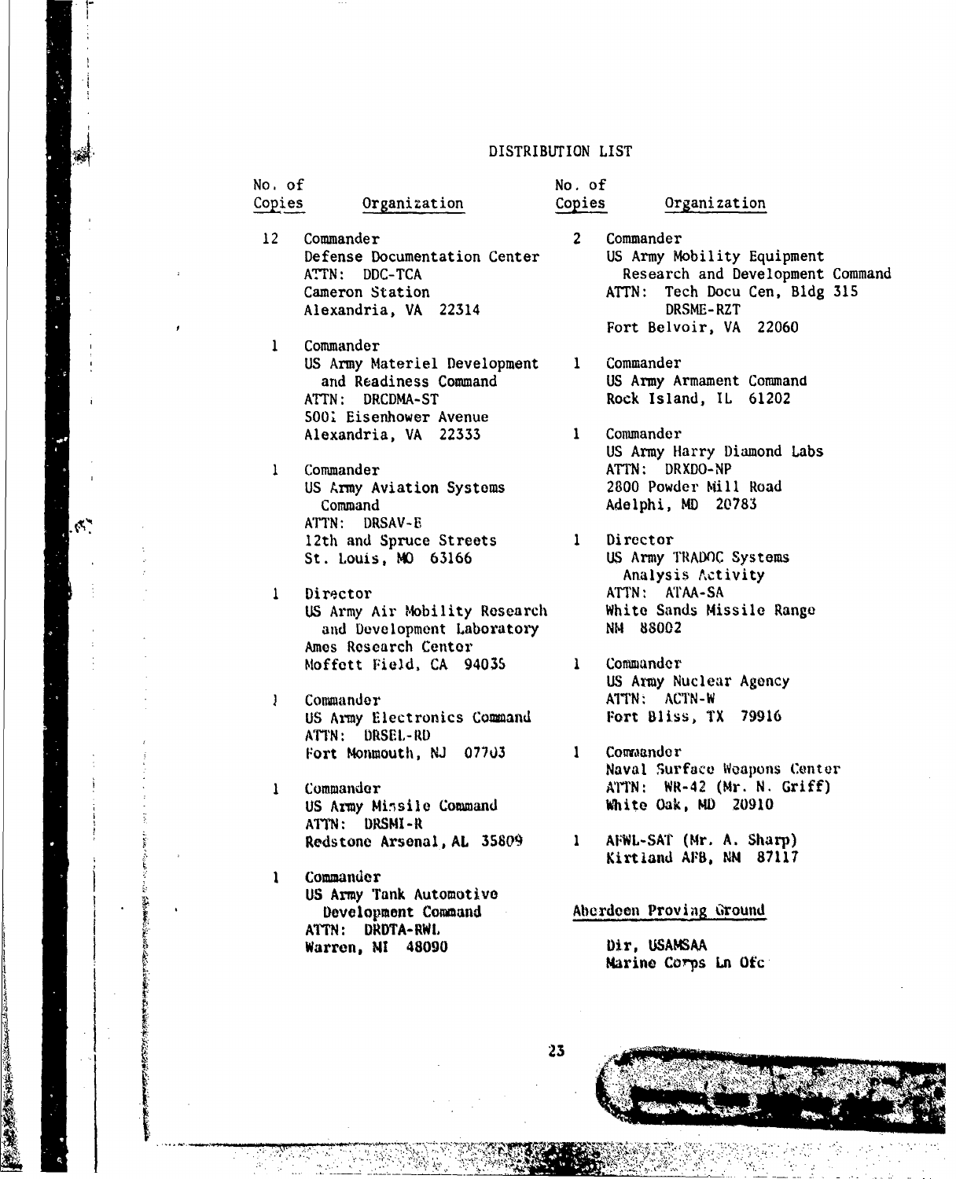# DISTRIBUTION LIST

| No. of Copies | Organization |
|---|---|
| 12 | Commander<br>Defense Documentation Center<br>ATTN: DDC-TCA<br>Cameron Station<br>Alexandria, VA 22314 |
| 1 | Commander<br>US Army Materiel Development and Readiness Command<br>ATTN: DRCDMA-ST<br>5001 Eisenhower Avenue<br>Alexandria, VA 22333 |
| 1 | Commander<br>US Army Aviation Systems Command<br>ATTN: DRSAV-E<br>12th and Spruce Streets<br>St. Louis, MO 63166 |
| 1 | Director<br>US Army Air Mobility Research and Development Laboratory<br>Ames Research Center<br>Moffett Field, CA 94035 |
| 1 | Commander<br>US Army Electronics Command<br>ATTN: DRSEL-RD<br>Fort Monmouth, NJ 07703 |
| 1 | Commander<br>US Army Missile Command<br>ATTN: DRSMI-R<br>Redstone Arsenal, AL 35809 |
| 1 | Commander<br>US Army Tank Automotive Development Command<br>ATTN: DRDTA-RWL<br>Warren, MI 48090 |
| 2 | Commander<br>US Army Mobility Equipment Research and Development Command<br>ATTN: Tech Docu Cen, Bldg 315<br>DRSME-RZT<br>Fort Belvoir, VA 22060 |
| 1 | Commander<br>US Army Armament Command<br>Rock Island, IL 61202 |
| 1 | Commander<br>US Army Harry Diamond Labs<br>ATTN: DRXDO-NP<br>2800 Powder Mill Road<br>Adelphi, MD 20783 |
| 1 | Director<br>US Army TRADOC Systems Analysis Activity<br>ATTN: ATAA-SA<br>White Sands Missile Range<br>NM 88002 |
| 1 | Commander<br>US Army Nuclear Agency<br>ATTN: ACTN-W<br>Fort Bliss, TX 79916 |
| 1 | Commander<br>Naval Surface Weapons Center<br>ATTN: WR-42 (Mr. N. Griff)<br>White Oak, MD 20910 |
| 1 | AFWL-SAT (Mr. A. Sharp)<br>Kirtland AFB, NM 87117 |

Aberdeen Proving Ground

Dir, USAMSAA
Marine Corps Ln Ofc